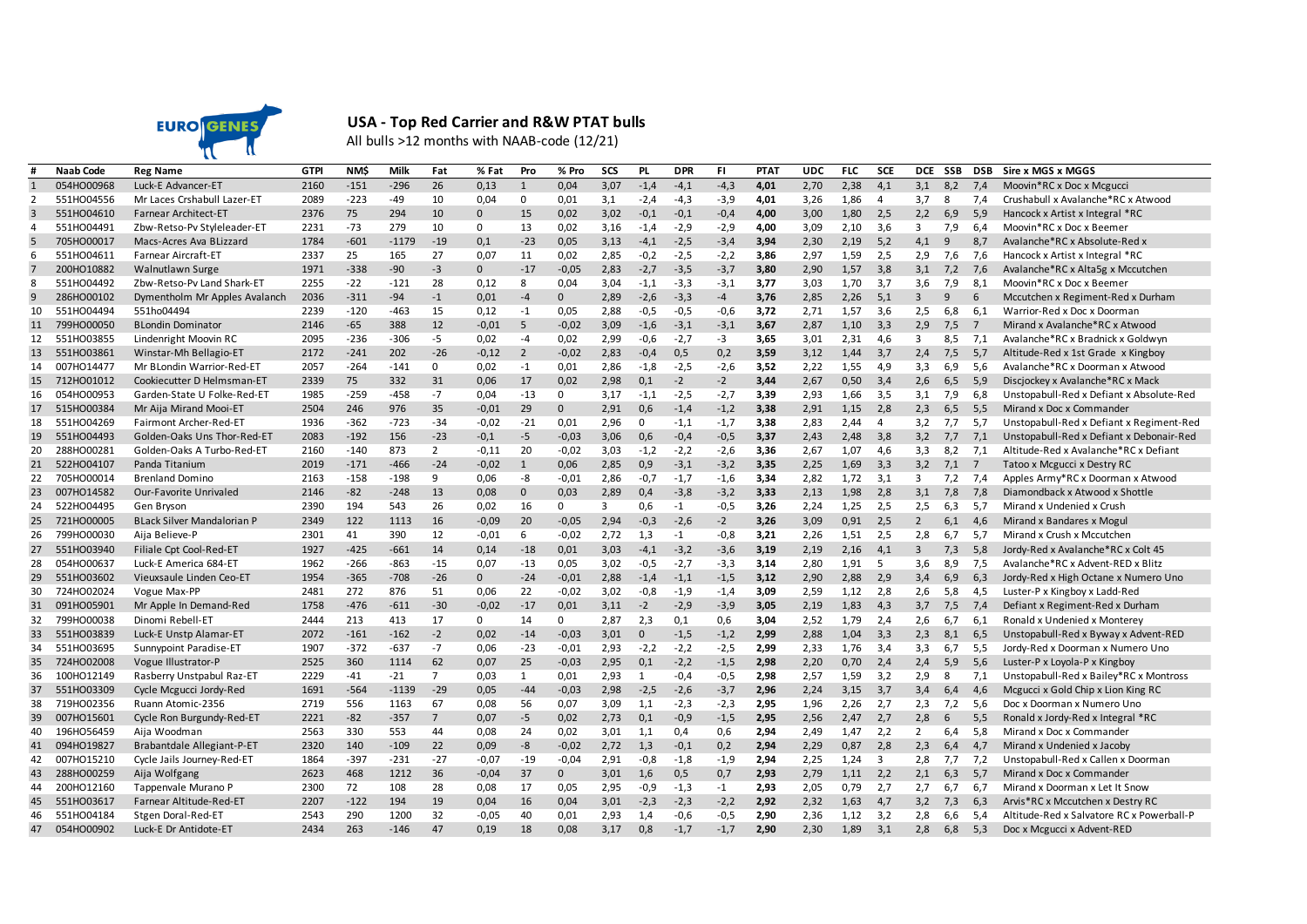EUROGENES

# USA - Top Red Carrier and R&W PTAT bulls

All bulls >12 months with NAAB-code (12/21)

| # | Naab Code | Reg Name | GTPI | NM$ | Milk | Fat | % Fat | Pro | % Pro | SCS | PL | DPR | FI | PTAT | UDC | FLC | SCE | DCE | SSB | DSB | Sire x MGS x MGGS |
|---|---|---|---|---|---|---|---|---|---|---|---|---|---|---|---|---|---|---|---|---|---|
| 1 | 054HO00968 | Luck-E Advancer-ET | 2160 | -151 | -296 | 26 | 0,13 | 1 | 0,04 | 3,07 | -1,4 | -4,1 | -4,3 | 4,01 | 2,70 | 2,38 | 4,1 | 3,1 | 8,2 | 7,4 | Moovin*RC x Doc x Mcgucci |
| 2 | 551HO04556 | Mr Laces Crshabull Lazer-ET | 2089 | -223 | -49 | 10 | 0,04 | 0 | 0,01 | 3,1 | -2,4 | -4,3 | -3,9 | 4,01 | 3,26 | 1,86 | 4 | 3,7 | 8 | 7,4 | Crushabull x Avalanche*RC x Atwood |
| 3 | 551HO04610 | Farnear Architect-ET | 2376 | 75 | 294 | 10 | 0 | 15 | 0,02 | 3,02 | -0,1 | -0,1 | -0,4 | 4,00 | 3,00 | 1,80 | 2,5 | 2,2 | 6,9 | 5,9 | Hancock x Artist x Integral *RC |
| 4 | 551HO04491 | Zbw-Retso-Pv Styleleader-ET | 2231 | -73 | 279 | 10 | 0 | 13 | 0,02 | 3,16 | -1,4 | -2,9 | -2,9 | 4,00 | 3,09 | 2,10 | 3,6 | 3 | 7,9 | 6,4 | Moovin*RC x Doc x Beemer |
| 5 | 705HO00017 | Macs-Acres Ava BLizzard | 1784 | -601 | -1179 | -19 | 0,1 | -23 | 0,05 | 3,13 | -4,1 | -2,5 | -3,4 | 3,94 | 2,30 | 2,19 | 5,2 | 4,1 | 9 | 8,7 | Avalanche*RC x Absolute-Red x |
| 6 | 551HO04611 | Farnear Aircraft-ET | 2337 | 25 | 165 | 27 | 0,07 | 11 | 0,02 | 2,85 | -0,2 | -2,5 | -2,2 | 3,86 | 2,97 | 1,59 | 2,5 | 2,9 | 7,6 | 7,6 | Hancock x Artist x Integral *RC |
| 7 | 200HO10882 | Walnutlawn Surge | 1971 | -338 | -90 | -3 | 0 | -17 | -0,05 | 2,83 | -2,7 | -3,5 | -3,7 | 3,80 | 2,90 | 1,57 | 3,8 | 3,1 | 7,2 | 7,6 | Avalanche*RC x Alta5g x Mccutchen |
| 8 | 551HO04492 | Zbw-Retso-Pv Land Shark-ET | 2255 | -22 | -121 | 28 | 0,12 | 8 | 0,04 | 3,04 | -1,1 | -3,3 | -3,1 | 3,77 | 3,03 | 1,70 | 3,7 | 3,6 | 7,9 | 8,1 | Moovin*RC x Doc x Beemer |
| 9 | 286HO00102 | Dymentholm Mr Apples Avalanch | 2036 | -311 | -94 | -1 | 0,01 | -4 | 0 | 2,89 | -2,6 | -3,3 | -4 | 3,76 | 2,85 | 2,26 | 5,1 | 3 | 9 | 6 | Mccutchen x Regiment-Red x Durham |
| 10 | 551HO04494 | 551ho04494 | 2239 | -120 | -463 | 15 | 0,12 | -1 | 0,05 | 2,88 | -0,5 | -0,5 | -0,6 | 3,72 | 2,71 | 1,57 | 3,6 | 2,5 | 6,8 | 6,1 | Warrior-Red x Doc x Doorman |
| 11 | 799HO00050 | BLondin Dominator | 2146 | -65 | 388 | 12 | -0,01 | 5 | -0,02 | 3,09 | -1,6 | -3,1 | -3,1 | 3,67 | 2,87 | 1,10 | 3,3 | 2,9 | 7,5 | 7 | Mirand x Avalanche*RC x Atwood |
| 12 | 551HO03855 | Lindenright Moovin RC | 2095 | -236 | -306 | -5 | 0,02 | -4 | 0,02 | 2,99 | -0,6 | -2,7 | -3 | 3,65 | 3,01 | 2,31 | 4,6 | 3 | 8,5 | 7,1 | Avalanche*RC x Bradnick x Goldwyn |
| 13 | 551HO03861 | Winstar-Mh Bellagio-ET | 2172 | -241 | 202 | -26 | -0,12 | 2 | -0,02 | 2,83 | -0,4 | 0,5 | 0,2 | 3,59 | 3,12 | 1,44 | 3,7 | 2,4 | 7,5 | 5,7 | Altitude-Red x 1st Grade x Kingboy |
| 14 | 007HO14477 | Mr BLondin Warrior-Red-ET | 2057 | -264 | -141 | 0 | 0,02 | -1 | 0,01 | 2,86 | -1,8 | -2,5 | -2,6 | 3,52 | 2,22 | 1,55 | 4,9 | 3,3 | 6,9 | 5,6 | Avalanche*RC x Doorman x Atwood |
| 15 | 712HO01012 | Cookiecutter D Helmsman-ET | 2339 | 75 | 332 | 31 | 0,06 | 17 | 0,02 | 2,98 | 0,1 | -2 | -2 | 3,44 | 2,67 | 0,50 | 3,4 | 2,6 | 6,5 | 5,9 | Discjockey x Avalanche*RC x Mack |
| 16 | 054HO00953 | Garden-State U Folke-Red-ET | 1985 | -259 | -458 | -7 | 0,04 | -13 | 0 | 3,17 | -1,1 | -2,5 | -2,7 | 3,39 | 2,93 | 1,66 | 3,5 | 3,1 | 7,9 | 6,8 | Unstopabull-Red x Defiant x Absolute-Red |
| 17 | 515HO00384 | Mr Aija Mirand Mooi-ET | 2504 | 246 | 976 | 35 | -0,01 | 29 | 0 | 2,91 | 0,6 | -1,4 | -1,2 | 3,38 | 2,91 | 1,15 | 2,8 | 2,3 | 6,5 | 5,5 | Mirand x Doc x Commander |
| 18 | 551HO04269 | Fairmont Archer-Red-ET | 1936 | -362 | -723 | -34 | -0,02 | -21 | 0,01 | 2,96 | 0 | -1,1 | -1,7 | 3,38 | 2,83 | 2,44 | 4 | 3,2 | 7,7 | 5,7 | Unstopabull-Red x Defiant x Regiment-Red |
| 19 | 551HO04493 | Golden-Oaks Uns Thor-Red-ET | 2083 | -192 | 156 | -23 | -0,1 | -5 | -0,03 | 3,06 | 0,6 | -0,4 | -0,5 | 3,37 | 2,43 | 2,48 | 3,8 | 3,2 | 7,7 | 7,1 | Unstopabull-Red x Defiant x Debonair-Red |
| 20 | 288HO00281 | Golden-Oaks A Turbo-Red-ET | 2160 | -140 | 873 | 2 | -0,11 | 20 | -0,02 | 3,03 | -1,2 | -2,2 | -2,6 | 3,36 | 2,67 | 1,07 | 4,6 | 3,3 | 8,2 | 7,1 | Altitude-Red x Avalanche*RC x Defiant |
| 21 | 522HO04107 | Panda Titanium | 2019 | -171 | -466 | -24 | -0,02 | 1 | 0,06 | 2,85 | 0,9 | -3,1 | -3,2 | 3,35 | 2,25 | 1,69 | 3,3 | 3,2 | 7,1 | 7 | Tatoo x Mcgucci x Destry RC |
| 22 | 705HO00014 | Brenland Domino | 2163 | -158 | -198 | 9 | 0,06 | -8 | -0,01 | 2,86 | -0,7 | -1,7 | -1,6 | 3,34 | 2,82 | 1,72 | 3,1 | 3 | 7,2 | 7,4 | Apples Army*RC x Doorman x Atwood |
| 23 | 007HO14582 | Our-Favorite Unrivaled | 2146 | -82 | -248 | 13 | 0,08 | 0 | 0,03 | 2,89 | 0,4 | -3,8 | -3,2 | 3,33 | 2,13 | 1,98 | 2,8 | 3,1 | 7,8 | 7,8 | Diamondback x Atwood x Shottle |
| 24 | 522HO04495 | Gen Bryson | 2390 | 194 | 543 | 26 | 0,02 | 16 | 0 | 3 | 0,6 | -1 | -0,5 | 3,26 | 2,24 | 1,25 | 2,5 | 2,5 | 6,3 | 5,7 | Mirand x Undenied x Crush |
| 25 | 721HO00005 | BLack Silver Mandalorian P | 2349 | 122 | 1113 | 16 | -0,09 | 20 | -0,05 | 2,94 | -0,3 | -2,6 | -2 | 3,26 | 3,09 | 0,91 | 2,5 | 2 | 6,1 | 4,6 | Mirand x Bandares x Mogul |
| 26 | 799HO00030 | Aija Believe-P | 2301 | 41 | 390 | 12 | -0,01 | 6 | -0,02 | 2,72 | 1,3 | -1 | -0,8 | 3,21 | 2,26 | 1,51 | 2,5 | 2,8 | 6,7 | 5,7 | Mirand x Crush x Mccutchen |
| 27 | 551HO03940 | Filiale Cpt Cool-Red-ET | 1927 | -425 | -661 | 14 | 0,14 | -18 | 0,01 | 3,03 | -4,1 | -3,2 | -3,6 | 3,19 | 2,19 | 2,16 | 4,1 | 3 | 7,3 | 5,8 | Jordy-Red x Avalanche*RC x Colt 45 |
| 28 | 054HO00637 | Luck-E America 684-ET | 1962 | -266 | -863 | -15 | 0,07 | -13 | 0,05 | 3,02 | -0,5 | -2,7 | -3,3 | 3,14 | 2,80 | 1,91 | 5 | 3,6 | 8,9 | 7,5 | Avalanche*RC x Advent-RED x Blitz |
| 29 | 551HO03602 | Vieuxsaule Linden Ceo-ET | 1954 | -365 | -708 | -26 | 0 | -24 | -0,01 | 2,88 | -1,4 | -1,1 | -1,5 | 3,12 | 2,90 | 2,88 | 2,9 | 3,4 | 6,9 | 6,3 | Jordy-Red x High Octane x Numero Uno |
| 30 | 724HO02024 | Vogue Max-PP | 2481 | 272 | 876 | 51 | 0,06 | 22 | -0,02 | 3,02 | -0,8 | -1,9 | -1,4 | 3,09 | 2,59 | 1,12 | 2,8 | 2,6 | 5,8 | 4,5 | Luster-P x Kingboy x Ladd-Red |
| 31 | 091HO05901 | Mr Apple In Demand-Red | 1758 | -476 | -611 | -30 | -0,02 | -17 | 0,01 | 3,11 | -2 | -2,9 | -3,9 | 3,05 | 2,19 | 1,83 | 4,3 | 3,7 | 7,5 | 7,4 | Defiant x Regiment-Red x Durham |
| 32 | 799HO00038 | Dinomi Rebell-ET | 2444 | 213 | 413 | 17 | 0 | 14 | 0 | 2,87 | 2,3 | 0,1 | 0,6 | 3,04 | 2,52 | 1,79 | 2,4 | 2,6 | 6,7 | 6,1 | Ronald x Undenied x Monterey |
| 33 | 551HO03839 | Luck-E Unstp Alamar-ET | 2072 | -161 | -162 | -2 | 0,02 | -14 | -0,03 | 3,01 | 0 | -1,5 | -1,2 | 2,99 | 2,88 | 1,04 | 3,3 | 2,3 | 8,1 | 6,5 | Unstopabull-Red x Byway x Advent-RED |
| 34 | 551HO03695 | Sunnypoint Paradise-ET | 1907 | -372 | -637 | -7 | 0,06 | -23 | -0,01 | 2,93 | -2,2 | -2,2 | -2,5 | 2,99 | 2,33 | 1,76 | 3,4 | 3,3 | 6,7 | 5,5 | Jordy-Red x Doorman x Numero Uno |
| 35 | 724HO02008 | Vogue Illustrator-P | 2525 | 360 | 1114 | 62 | 0,07 | 25 | -0,03 | 2,95 | 0,1 | -2,2 | -1,5 | 2,98 | 2,20 | 0,70 | 2,4 | 2,4 | 5,9 | 5,6 | Luster-P x Loyola-P x Kingboy |
| 36 | 100HO12149 | Rasberry Unstpabul Raz-ET | 2229 | -41 | -21 | 7 | 0,03 | 1 | 0,01 | 2,93 | 1 | -0,4 | -0,5 | 2,98 | 2,57 | 1,59 | 3,2 | 2,9 | 8 | 7,1 | Unstopabull-Red x Bailey*RC x Montross |
| 37 | 551HO03309 | Cycle Mcgucci Jordy-Red | 1691 | -564 | -1139 | -29 | 0,05 | -44 | -0,03 | 2,98 | -2,5 | -2,6 | -3,7 | 2,96 | 2,24 | 3,15 | 3,7 | 3,4 | 6,4 | 4,6 | Mcgucci x Gold Chip x Lion King RC |
| 38 | 719HO02356 | Ruann Atomic-2356 | 2719 | 556 | 1163 | 67 | 0,08 | 56 | 0,07 | 3,09 | 1,1 | -2,3 | -2,3 | 2,95 | 1,96 | 2,26 | 2,7 | 2,3 | 7,2 | 5,6 | Doc x Doorman x Numero Uno |
| 39 | 007HO15601 | Cycle Ron Burgundy-Red-ET | 2221 | -82 | -357 | 7 | 0,07 | -5 | 0,02 | 2,73 | 0,1 | -0,9 | -1,5 | 2,95 | 2,56 | 2,47 | 2,7 | 2,8 | 6 | 5,5 | Ronald x Jordy-Red x Integral *RC |
| 40 | 196HO56459 | Aija Woodman | 2563 | 330 | 553 | 44 | 0,08 | 24 | 0,02 | 3,01 | 1,1 | 0,4 | 0,6 | 2,94 | 2,49 | 1,47 | 2,2 | 2 | 6,4 | 5,8 | Mirand x Doc x Commander |
| 41 | 094HO19827 | Brabantdale Allegiant-P-ET | 2320 | 140 | -109 | 22 | 0,09 | -8 | -0,02 | 2,72 | 1,3 | -0,1 | 0,2 | 2,94 | 2,29 | 0,87 | 2,8 | 2,3 | 6,4 | 4,7 | Mirand x Undenied x Jacoby |
| 42 | 007HO15210 | Cycle Jails Journey-Red-ET | 1864 | -397 | -231 | -27 | -0,07 | -19 | -0,04 | 2,91 | -0,8 | -1,8 | -1,9 | 2,94 | 2,25 | 1,24 | 3 | 2,8 | 7,7 | 7,2 | Unstopabull-Red x Callen x Doorman |
| 43 | 288HO00259 | Aija Wolfgang | 2623 | 468 | 1212 | 36 | -0,04 | 37 | 0 | 3,01 | 1,6 | 0,5 | 0,7 | 2,93 | 2,79 | 1,11 | 2,2 | 2,1 | 6,3 | 5,7 | Mirand x Doc x Commander |
| 44 | 200HO12160 | Tappenvale Murano P | 2300 | 72 | 108 | 28 | 0,08 | 17 | 0,05 | 2,95 | -0,9 | -1,3 | -1 | 2,93 | 2,05 | 0,79 | 2,7 | 2,7 | 6,7 | 6,7 | Mirand x Doorman x Let It Snow |
| 45 | 551HO03617 | Farnear Altitude-Red-ET | 2207 | -122 | 194 | 19 | 0,04 | 16 | 0,04 | 3,01 | -2,3 | -2,3 | -2,2 | 2,92 | 2,32 | 1,63 | 4,7 | 3,2 | 7,3 | 6,3 | Arvis*RC x Mccutchen x Destry RC |
| 46 | 551HO04184 | Stgen Doral-Red-ET | 2543 | 290 | 1200 | 32 | -0,05 | 40 | 0,01 | 2,93 | 1,4 | -0,6 | -0,5 | 2,90 | 2,36 | 1,12 | 3,2 | 2,8 | 6,6 | 5,4 | Altitude-Red x Salvatore RC x Powerball-P |
| 47 | 054HO00902 | Luck-E Dr Antidote-ET | 2434 | 263 | -146 | 47 | 0,19 | 18 | 0,08 | 3,17 | 0,8 | -1,7 | -1,7 | 2,90 | 2,30 | 1,89 | 3,1 | 2,8 | 6,8 | 5,3 | Doc x Mcgucci x Advent-RED |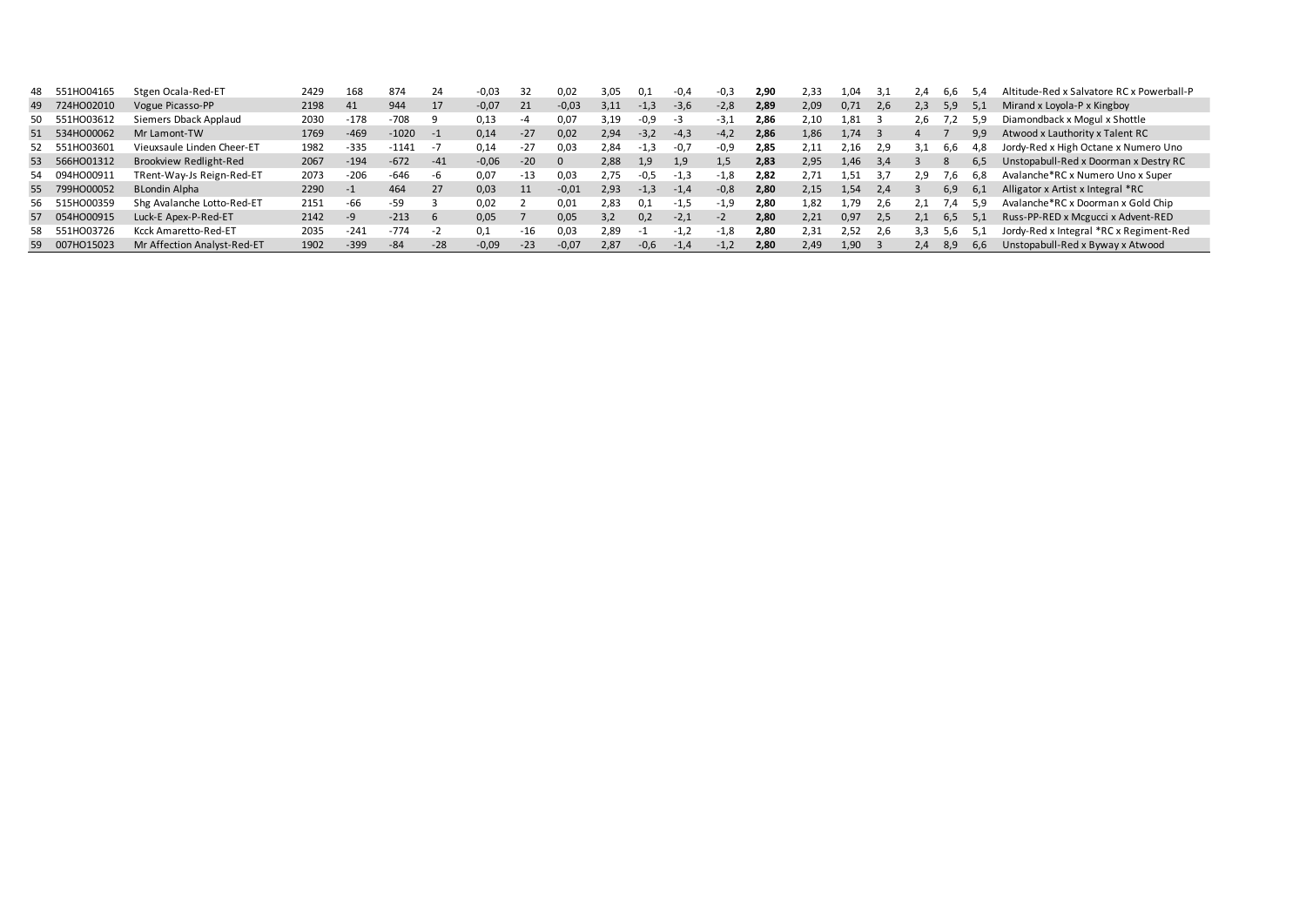| | | | | | | | | | | | | | | | | | | | | | |
|---|---|---|---|---|---|---|---|---|---|---|---|---|---|---|---|---|---|---|---|---|---|
| 48 | 551HO04165 | Stgen Ocala-Red-ET | 2429 | 168 | 874 | 24 | -0,03 | 32 | 0,02 | 3,05 | 0,1 | -0,4 | -0,3 | **2,90** | 2,33 | 1,04 | 3,1 | 2,4 | 6,6 | 5,4 | Altitude-Red x Salvatore RC x Powerball-P |
| 49 | 724HO02010 | Vogue Picasso-PP | 2198 | 41 | 944 | 17 | -0,07 | 21 | -0,03 | 3,11 | -1,3 | -3,6 | -2,8 | **2,89** | 2,09 | 0,71 | 2,6 | 2,3 | 5,9 | 5,1 | Mirand x Loyola-P x Kingboy |
| 50 | 551HO03612 | Siemers Dback Applaud | 2030 | -178 | -708 | 9 | 0,13 | -4 | 0,07 | 3,19 | -0,9 | -3 | -3,1 | **2,86** | 2,10 | 1,81 | 3 | 2,6 | 7,2 | 5,9 | Diamondback x Mogul x Shottle |
| 51 | 534HO00062 | Mr Lamont-TW | 1769 | -469 | -1020 | -1 | 0,14 | -27 | 0,02 | 2,94 | -3,2 | -4,3 | -4,2 | **2,86** | 1,86 | 1,74 | 3 | 4 | 7 | 9,9 | Atwood x Lauthority x Talent RC |
| 52 | 551HO03601 | Vieuxsaule Linden Cheer-ET | 1982 | -335 | -1141 | -7 | 0,14 | -27 | 0,03 | 2,84 | -1,3 | -0,7 | -0,9 | **2,85** | 2,11 | 2,16 | 2,9 | 3,1 | 6,6 | 4,8 | Jordy-Red x High Octane x Numero Uno |
| 53 | 566HO01312 | Brookview Redlight-Red | 2067 | -194 | -672 | -41 | -0,06 | -20 | 0 | 2,88 | 1,9 | 1,9 | 1,5 | **2,83** | 2,95 | 1,46 | 3,4 | 3 | 8 | 6,5 | Unstopabull-Red x Doorman x Destry RC |
| 54 | 094HO00911 | TRent-Way-Js Reign-Red-ET | 2073 | -206 | -646 | -6 | 0,07 | -13 | 0,03 | 2,75 | -0,5 | -1,3 | -1,8 | **2,82** | 2,71 | 1,51 | 3,7 | 2,9 | 7,6 | 6,8 | Avalanche*RC x Numero Uno x Super |
| 55 | 799HO00052 | BLondin Alpha | 2290 | -1 | 464 | 27 | 0,03 | 11 | -0,01 | 2,93 | -1,3 | -1,4 | -0,8 | **2,80** | 2,15 | 1,54 | 2,4 | 3 | 6,9 | 6,1 | Alligator x Artist x Integral *RC |
| 56 | 515HO00359 | Shg Avalanche Lotto-Red-ET | 2151 | -66 | -59 | 3 | 0,02 | 2 | 0,01 | 2,83 | 0,1 | -1,5 | -1,9 | **2,80** | 1,82 | 1,79 | 2,6 | 2,1 | 7,4 | 5,9 | Avalanche*RC x Doorman x Gold Chip |
| 57 | 054HO00915 | Luck-E Apex-P-Red-ET | 2142 | -9 | -213 | 6 | 0,05 | 7 | 0,05 | 3,2 | 0,2 | -2,1 | -2 | **2,80** | 2,21 | 0,97 | 2,5 | 2,1 | 6,5 | 5,1 | Russ-PP-RED x Mcgucci x Advent-RED |
| 58 | 551HO03726 | Kcck Amaretto-Red-ET | 2035 | -241 | -774 | -2 | 0,1 | -16 | 0,03 | 2,89 | -1 | -1,2 | -1,8 | **2,80** | 2,31 | 2,52 | 2,6 | 3,3 | 5,6 | 5,1 | Jordy-Red x Integral *RC x Regiment-Red |
| 59 | 007HO15023 | Mr Affection Analyst-Red-ET | 1902 | -399 | -84 | -28 | -0,09 | -23 | -0,07 | 2,87 | -0,6 | -1,4 | -1,2 | **2,80** | 2,49 | 1,90 | 3 | 2,4 | 8,9 | 6,6 | Unstopabull-Red x Byway x Atwood |